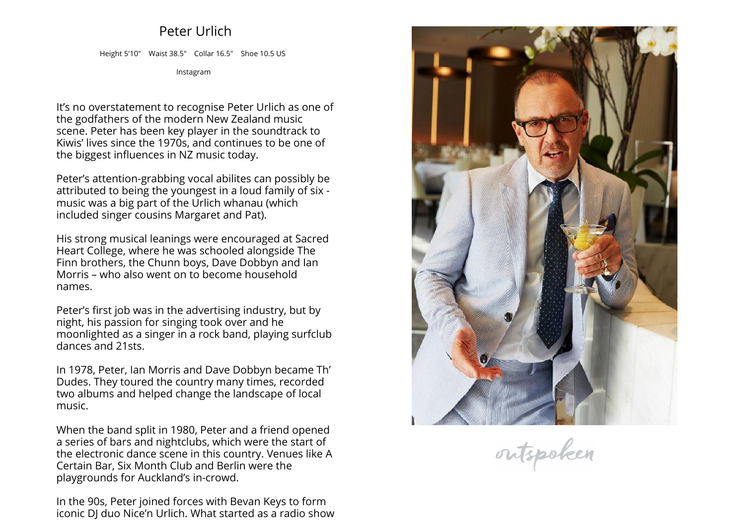# Peter Urlich

Height 5'10"    Waist 38.5"    Collar 16.5"    Shoe 10.5 US

Instagram

It's no overstatement to recognise Peter Urlich as one of the godfathers of the modern New Zealand music scene. Peter has been key player in the soundtrack to Kiwis' lives since the 1970s, and continues to be one of the biggest influences in NZ music today.

Peter's attention-grabbing vocal abilites can possibly be attributed to being the youngest in a loud family of six - music was a big part of the Urlich whanau (which included singer cousins Margaret and Pat).

His strong musical leanings were encouraged at Sacred Heart College, where he was schooled alongside The Finn brothers, the Chunn boys, Dave Dobbyn and Ian Morris – who also went on to become household names.

Peter's first job was in the advertising industry, but by night, his passion for singing took over and he moonlighted as a singer in a rock band, playing surfclub dances and 21sts.

In 1978, Peter, Ian Morris and Dave Dobbyn became Th' Dudes. They toured the country many times, recorded two albums and helped change the landscape of local music.

When the band split in 1980, Peter and a friend opened a series of bars and nightclubs, which were the start of the electronic dance scene in this country. Venues like A Certain Bar, Six Month Club and Berlin were the playgrounds for Auckland's in-crowd.

In the 90s, Peter joined forces with Bevan Keys to form iconic DJ duo Nice'n Urlich. What started as a radio show

outspoken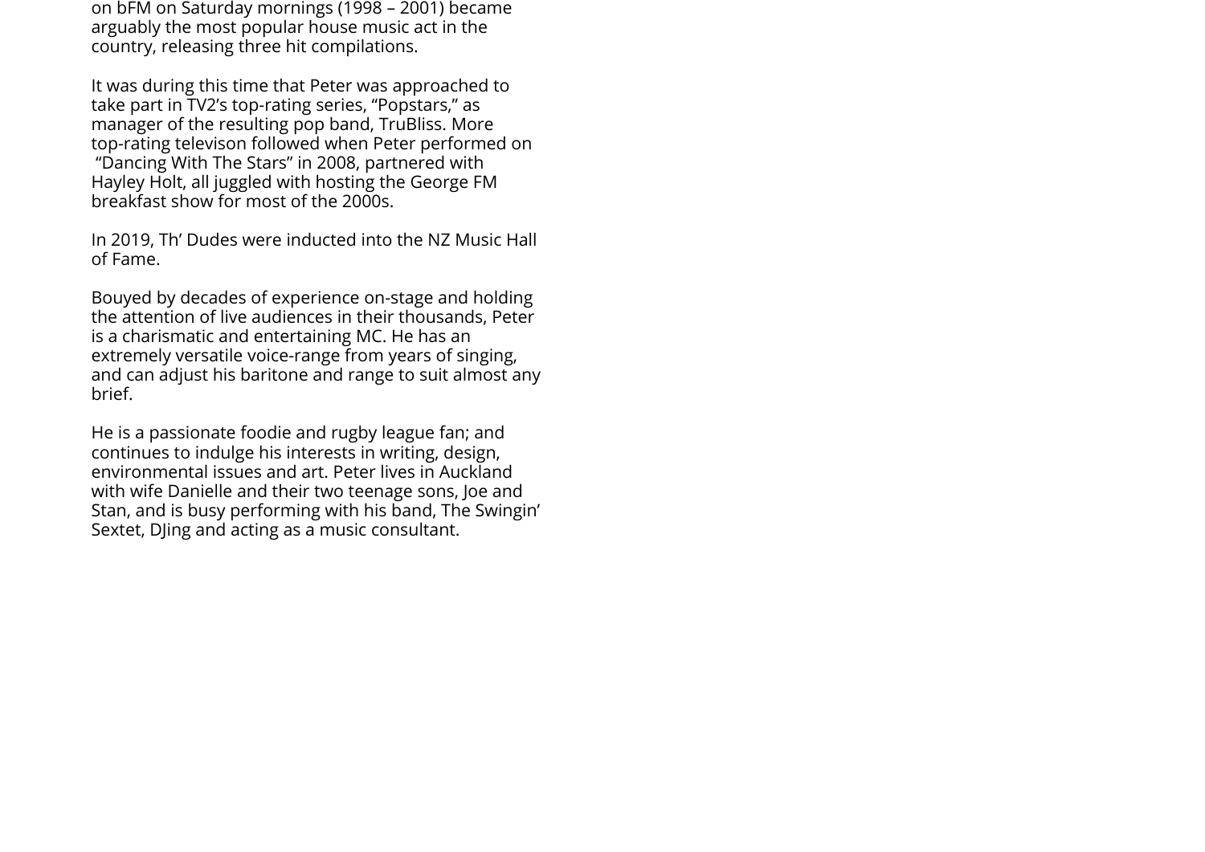on bFM on Saturday mornings (1998 – 2001) became arguably the most popular house music act in the country, releasing three hit compilations.

It was during this time that Peter was approached to take part in TV2's top-rating series, "Popstars," as manager of the resulting pop band, TruBliss. More top-rating televison followed when Peter performed on "Dancing With The Stars" in 2008, partnered with Hayley Holt, all juggled with hosting the George FM breakfast show for most of the 2000s.

In 2019, Th' Dudes were inducted into the NZ Music Hall of Fame.

Bouyed by decades of experience on-stage and holding the attention of live audiences in their thousands, Peter is a charismatic and entertaining MC. He has an extremely versatile voice-range from years of singing, and can adjust his baritone and range to suit almost any brief.

He is a passionate foodie and rugby league fan; and continues to indulge his interests in writing, design, environmental issues and art. Peter lives in Auckland with wife Danielle and their two teenage sons, Joe and Stan, and is busy performing with his band, The Swingin' Sextet, DJing and acting as a music consultant.